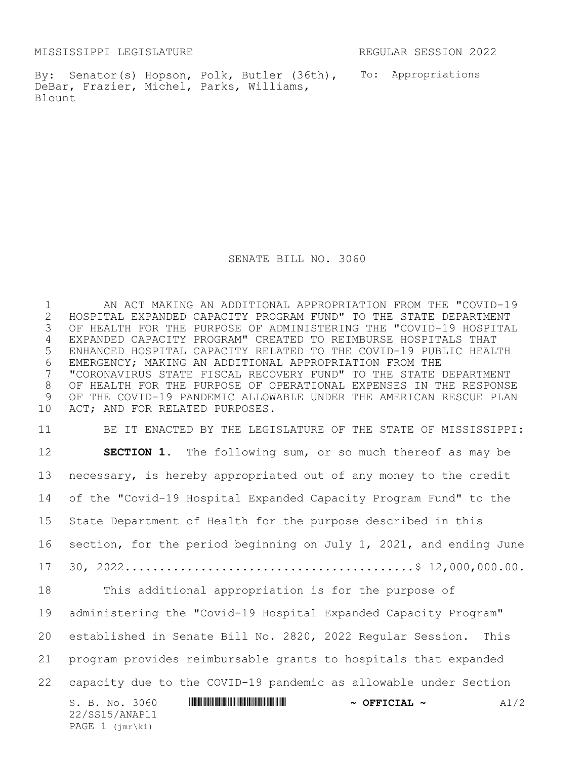MISSISSIPPI LEGISLATURE REGULAR SESSION 2022

By: Senator(s) Hopson, Polk, Butler (36th), DeBar, Frazier, Michel, Parks, Williams, Blount

To: Appropriations

# SENATE BILL NO. 3060

AN ACT MAKING AN ADDITIONAL APPROPRIATION FROM THE "COVID-19 HOSPITAL EXPANDED CAPACITY PROGRAM FUND" TO THE STATE DEPARTMENT OF HEALTH FOR THE PURPOSE OF ADMINISTERING THE "COVID-19 HOSPITAL EXPANDED CAPACITY PROGRAM" CREATED TO REIMBURSE HOSPITALS THAT ENHANCED HOSPITAL CAPACITY RELATED TO THE COVID-19 PUBLIC HEALTH EMERGENCY; MAKING AN ADDITIONAL APPROPRIATION FROM THE "CORONAVIRUS STATE FISCAL RECOVERY FUND" TO THE STATE DEPARTMENT OF HEALTH FOR THE PURPOSE OF OPERATIONAL EXPENSES IN THE RESPONSE OF THE COVID-19 PANDEMIC ALLOWABLE UNDER THE AMERICAN RESCUE PLAN ACT; AND FOR RELATED PURPOSES.

BE IT ENACTED BY THE LEGISLATURE OF THE STATE OF MISSISSIPPI:

**SECTION 1.** The following sum, or so much thereof as may be necessary, is hereby appropriated out of any money to the credit of the "Covid-19 Hospital Expanded Capacity Program Fund" to the State Department of Health for the purpose described in this section, for the period beginning on July 1, 2021, and ending June 30, 2022.........................................$ 12,000,000.00.

This additional appropriation is for the purpose of administering the "Covid-19 Hospital Expanded Capacity Program" established in Senate Bill No. 2820, 2022 Regular Session. This program provides reimbursable grants to hospitals that expanded capacity due to the COVID-19 pandemic as allowable under Section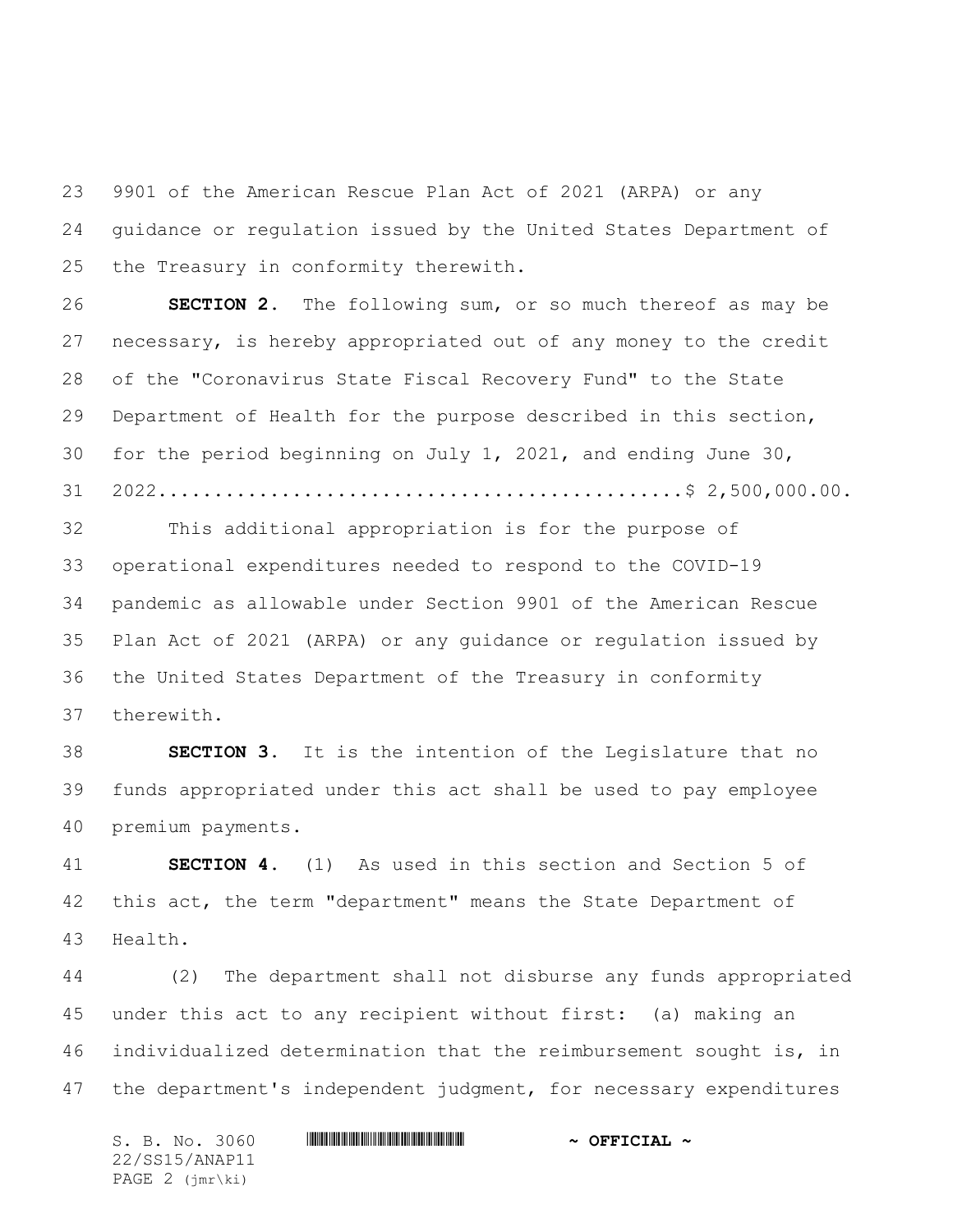9901 of the American Rescue Plan Act of 2021 (ARPA) or any guidance or regulation issued by the United States Department of the Treasury in conformity therewith.

**SECTION 2.** The following sum, or so much thereof as may be necessary, is hereby appropriated out of any money to the credit of the "Coronavirus State Fiscal Recovery Fund" to the State Department of Health for the purpose described in this section, for the period beginning on July 1, 2021, and ending June 30, 2022...............................................$ 2,500,000.00.

This additional appropriation is for the purpose of operational expenditures needed to respond to the COVID-19 pandemic as allowable under Section 9901 of the American Rescue Plan Act of 2021 (ARPA) or any guidance or regulation issued by the United States Department of the Treasury in conformity therewith.

**SECTION 3.** It is the intention of the Legislature that no funds appropriated under this act shall be used to pay employee premium payments.

**SECTION 4.** (1) As used in this section and Section 5 of this act, the term "department" means the State Department of Health.

(2) The department shall not disburse any funds appropriated under this act to any recipient without first: (a) making an individualized determination that the reimbursement sought is, in the department's independent judgment, for necessary expenditures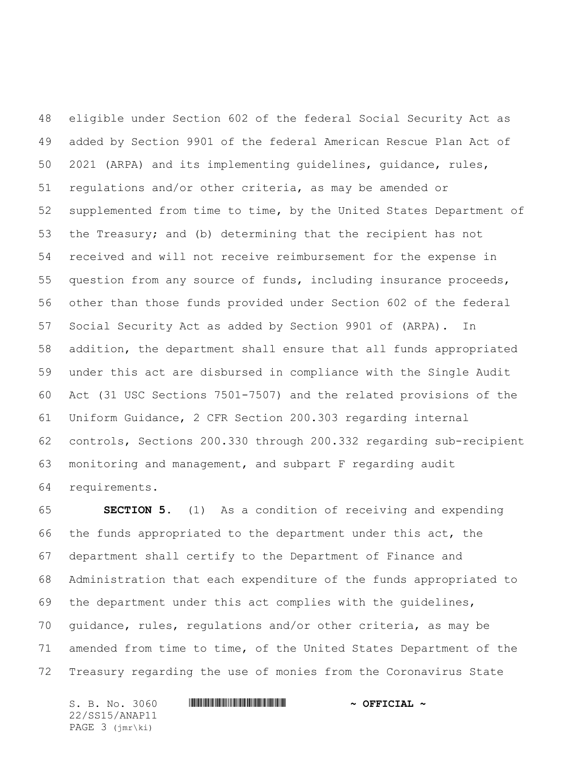eligible under Section 602 of the federal Social Security Act as added by Section 9901 of the federal American Rescue Plan Act of 2021 (ARPA) and its implementing guidelines, guidance, rules, regulations and/or other criteria, as may be amended or supplemented from time to time, by the United States Department of the Treasury; and (b) determining that the recipient has not received and will not receive reimbursement for the expense in question from any source of funds, including insurance proceeds, other than those funds provided under Section 602 of the federal Social Security Act as added by Section 9901 of (ARPA). In addition, the department shall ensure that all funds appropriated under this act are disbursed in compliance with the Single Audit Act (31 USC Sections 7501-7507) and the related provisions of the Uniform Guidance, 2 CFR Section 200.303 regarding internal controls, Sections 200.330 through 200.332 regarding sub-recipient monitoring and management, and subpart F regarding audit requirements.

**SECTION 5.** (1) As a condition of receiving and expending the funds appropriated to the department under this act, the department shall certify to the Department of Finance and Administration that each expenditure of the funds appropriated to the department under this act complies with the guidelines, guidance, rules, regulations and/or other criteria, as may be amended from time to time, of the United States Department of the Treasury regarding the use of monies from the Coronavirus State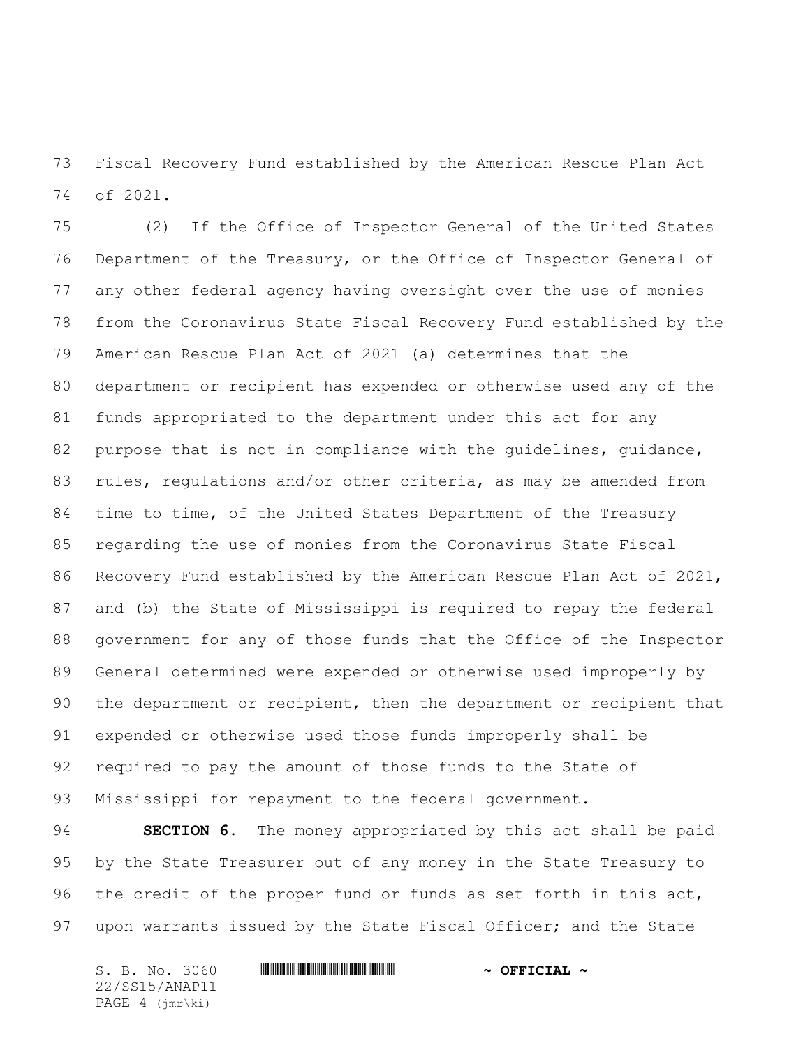Fiscal Recovery Fund established by the American Rescue Plan Act of 2021.

(2) If the Office of Inspector General of the United States Department of the Treasury, or the Office of Inspector General of any other federal agency having oversight over the use of monies from the Coronavirus State Fiscal Recovery Fund established by the American Rescue Plan Act of 2021 (a) determines that the department or recipient has expended or otherwise used any of the funds appropriated to the department under this act for any purpose that is not in compliance with the guidelines, guidance, rules, regulations and/or other criteria, as may be amended from time to time, of the United States Department of the Treasury regarding the use of monies from the Coronavirus State Fiscal Recovery Fund established by the American Rescue Plan Act of 2021, and (b) the State of Mississippi is required to repay the federal government for any of those funds that the Office of the Inspector General determined were expended or otherwise used improperly by the department or recipient, then the department or recipient that expended or otherwise used those funds improperly shall be required to pay the amount of those funds to the State of Mississippi for repayment to the federal government.

**SECTION 6.** The money appropriated by this act shall be paid by the State Treasurer out of any money in the State Treasury to the credit of the proper fund or funds as set forth in this act, upon warrants issued by the State Fiscal Officer; and the State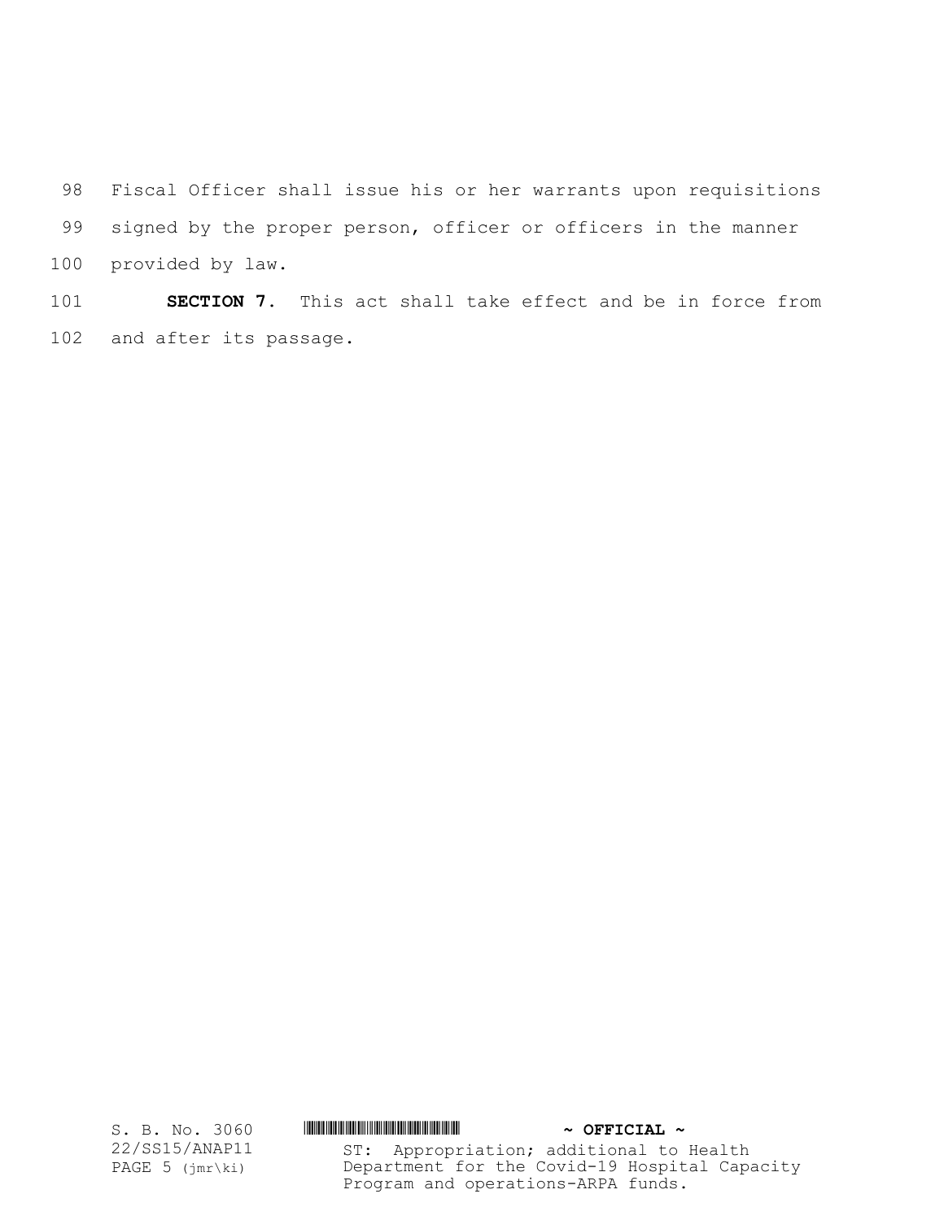Fiscal Officer shall issue his or her warrants upon requisitions signed by the proper person, officer or officers in the manner provided by law.

**SECTION 7.** This act shall take effect and be in force from and after its passage.